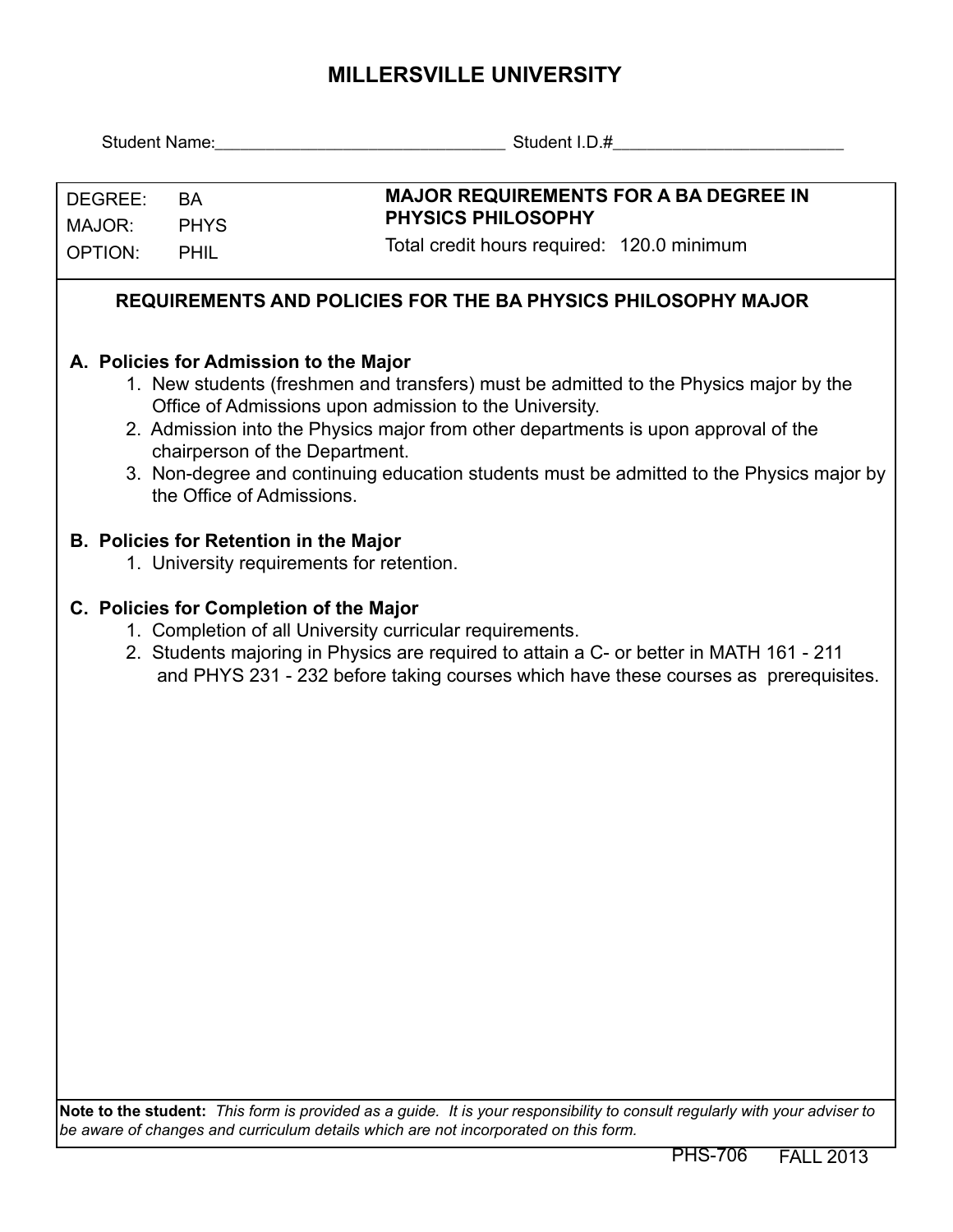# MILLERSVILLE UNIVERSITY

Student Name:_______________________________ Student I.D.#_________________________

| | | |
|---|---|---|
| DEGREE: | BA | **MAJOR REQUIREMENTS FOR A BA DEGREE IN PHYSICS PHILOSOPHY** |
| MAJOR: | PHYS | Total credit hours required: 120.0 minimum |
| OPTION: | PHIL | |

## REQUIREMENTS AND POLICIES FOR THE BA PHYSICS PHILOSOPHY MAJOR

### A. Policies for Admission to the Major

1. New students (freshmen and transfers) must be admitted to the Physics major by the Office of Admissions upon admission to the University.
2. Admission into the Physics major from other departments is upon approval of the chairperson of the Department.
3. Non-degree and continuing education students must be admitted to the Physics major by the Office of Admissions.

### B. Policies for Retention in the Major

1. University requirements for retention.

### C. Policies for Completion of the Major

1. Completion of all University curricular requirements.
2. Students majoring in Physics are required to attain a C- or better in MATH 161 - 211 and PHYS 231 - 232 before taking courses which have these courses as prerequisites.

**Note to the student:** *This form is provided as a guide. It is your responsibility to consult regularly with your adviser to be aware of changes and curriculum details which are not incorporated on this form.*

PHS-706 FALL 2013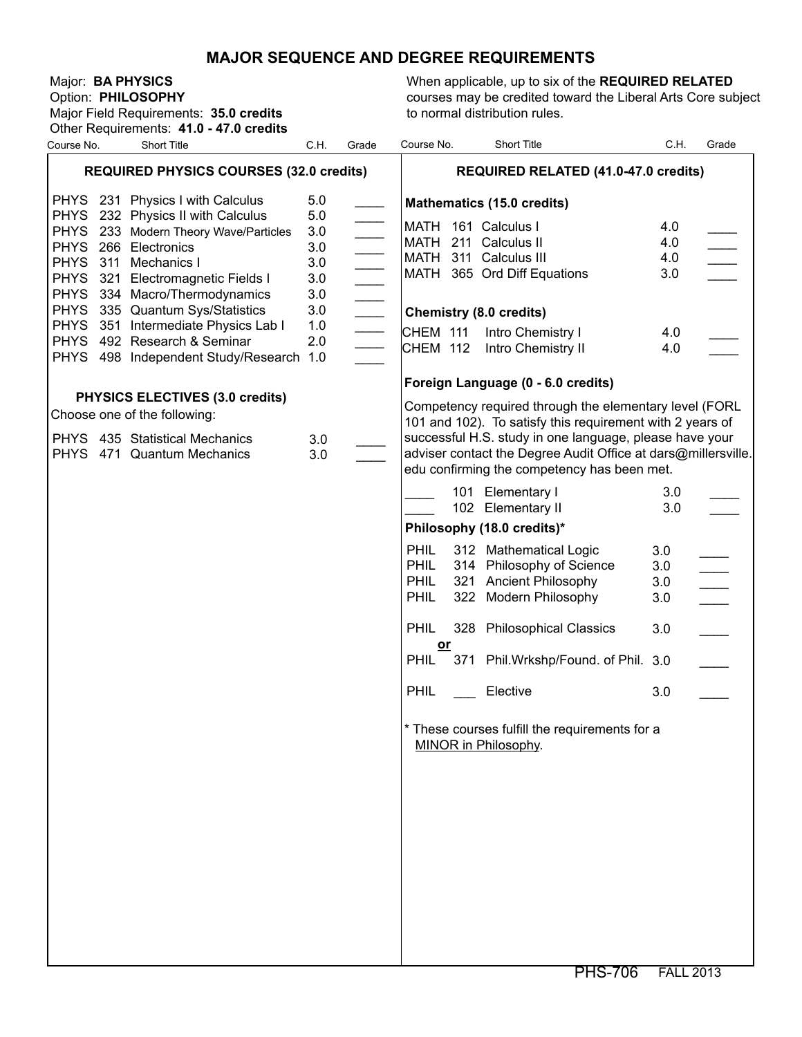# MAJOR SEQUENCE AND DEGREE REQUIREMENTS

Major: **BA PHYSICS**
Option: **PHILOSOPHY**
Major Field Requirements: **35.0 credits**
Other Requirements: **41.0 - 47.0 credits**

When applicable, up to six of the **REQUIRED RELATED** courses may be credited toward the Liberal Arts Core subject to normal distribution rules.

### REQUIRED PHYSICS COURSES (32.0 credits)

| Course No. | Short Title | C.H. | Grade |
|---|---|---|---|
| PHYS 231 | Physics I with Calculus | 5.0 | ____ |
| PHYS 232 | Physics II with Calculus | 5.0 | ____ |
| PHYS 233 | Modern Theory Wave/Particles | 3.0 | ____ |
| PHYS 266 | Electronics | 3.0 | ____ |
| PHYS 311 | Mechanics I | 3.0 | ____ |
| PHYS 321 | Electromagnetic Fields I | 3.0 | ____ |
| PHYS 334 | Macro/Thermodynamics | 3.0 | ____ |
| PHYS 335 | Quantum Sys/Statistics | 3.0 | ____ |
| PHYS 351 | Intermediate Physics Lab I | 1.0 | ____ |
| PHYS 492 | Research & Seminar | 2.0 | ____ |
| PHYS 498 | Independent Study/Research | 1.0 | ____ |

### PHYSICS ELECTIVES (3.0 credits)

Choose one of the following:

| Course No. | Short Title | C.H. | Grade |
|---|---|---|---|
| PHYS 435 | Statistical Mechanics | 3.0 | ____ |
| PHYS 471 | Quantum Mechanics | 3.0 | ____ |

### REQUIRED RELATED (41.0-47.0 credits)

**Mathematics (15.0 credits)**

| Course No. | Short Title | C.H. | Grade |
|---|---|---|---|
| MATH 161 | Calculus I | 4.0 | ____ |
| MATH 211 | Calculus II | 4.0 | ____ |
| MATH 311 | Calculus III | 4.0 | ____ |
| MATH 365 | Ord Diff Equations | 3.0 | ____ |

**Chemistry (8.0 credits)**

| Course No. | Short Title | C.H. | Grade |
|---|---|---|---|
| CHEM 111 | Intro Chemistry I | 4.0 | ____ |
| CHEM 112 | Intro Chemistry II | 4.0 | ____ |

**Foreign Language (0 - 6.0 credits)**

Competency required through the elementary level (FORL 101 and 102). To satisfy this requirement with 2 years of successful H.S. study in one language, please have your adviser contact the Degree Audit Office at dars@millersville.edu confirming the competency has been met.

| Course No. | Short Title | C.H. | Grade |
|---|---|---|---|
| ____ 101 | Elementary I | 3.0 | ____ |
| ____ 102 | Elementary II | 3.0 | ____ |

**Philosophy (18.0 credits)***

| Course No. | Short Title | C.H. | Grade |
|---|---|---|---|
| PHIL 312 | Mathematical Logic | 3.0 | ____ |
| PHIL 314 | Philosophy of Science | 3.0 | ____ |
| PHIL 321 | Ancient Philosophy | 3.0 | ____ |
| PHIL 322 | Modern Philosophy | 3.0 | ____ |
| PHIL 328 | Philosophical Classics | 3.0 | ____ |
| **or** | | | |
| PHIL 371 | Phil.Wrkshp/Found. of Phil. | 3.0 | ____ |
| PHIL ___ | Elective | 3.0 | ____ |

\* These courses fulfill the requirements for a MINOR in Philosophy.

PHS-706 FALL 2013